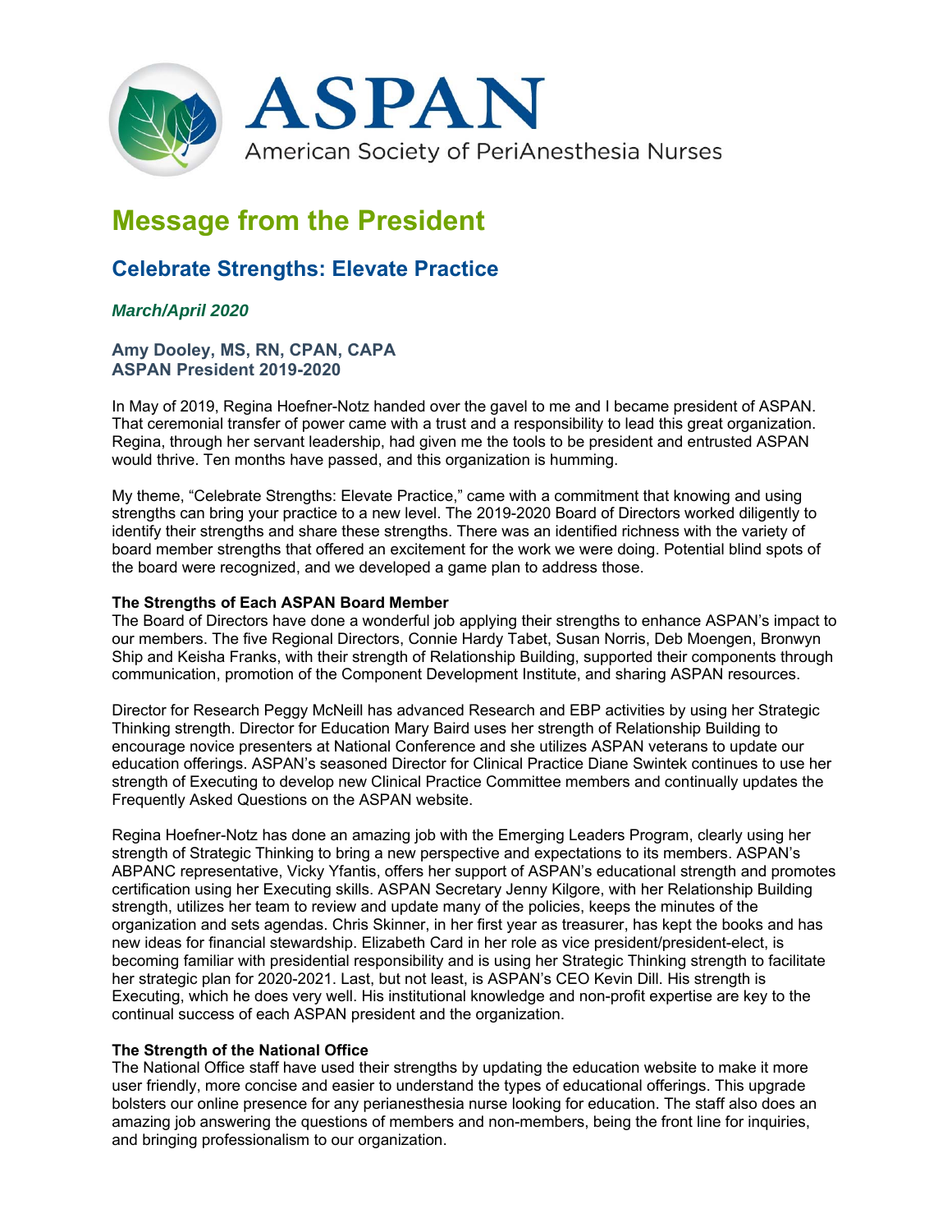# ASPAN
American Society of PeriAnesthesia Nurses

# Message from the President

## Celebrate Strengths: Elevate Practice

***March/April 2020***

**Amy Dooley, MS, RN, CPAN, CAPA**
**ASPAN President 2019-2020**

In May of 2019, Regina Hoefner-Notz handed over the gavel to me and I became president of ASPAN. That ceremonial transfer of power came with a trust and a responsibility to lead this great organization. Regina, through her servant leadership, had given me the tools to be president and entrusted ASPAN would thrive. Ten months have passed, and this organization is humming.

My theme, "Celebrate Strengths: Elevate Practice," came with a commitment that knowing and using strengths can bring your practice to a new level. The 2019-2020 Board of Directors worked diligently to identify their strengths and share these strengths. There was an identified richness with the variety of board member strengths that offered an excitement for the work we were doing. Potential blind spots of the board were recognized, and we developed a game plan to address those.

**The Strengths of Each ASPAN Board Member**
The Board of Directors have done a wonderful job applying their strengths to enhance ASPAN's impact to our members. The five Regional Directors, Connie Hardy Tabet, Susan Norris, Deb Moengen, Bronwyn Ship and Keisha Franks, with their strength of Relationship Building, supported their components through communication, promotion of the Component Development Institute, and sharing ASPAN resources.

Director for Research Peggy McNeill has advanced Research and EBP activities by using her Strategic Thinking strength. Director for Education Mary Baird uses her strength of Relationship Building to encourage novice presenters at National Conference and she utilizes ASPAN veterans to update our education offerings. ASPAN's seasoned Director for Clinical Practice Diane Swintek continues to use her strength of Executing to develop new Clinical Practice Committee members and continually updates the Frequently Asked Questions on the ASPAN website.

Regina Hoefner-Notz has done an amazing job with the Emerging Leaders Program, clearly using her strength of Strategic Thinking to bring a new perspective and expectations to its members. ASPAN's ABPANC representative, Vicky Yfantis, offers her support of ASPAN's educational strength and promotes certification using her Executing skills. ASPAN Secretary Jenny Kilgore, with her Relationship Building strength, utilizes her team to review and update many of the policies, keeps the minutes of the organization and sets agendas. Chris Skinner, in her first year as treasurer, has kept the books and has new ideas for financial stewardship. Elizabeth Card in her role as vice president/president-elect, is becoming familiar with presidential responsibility and is using her Strategic Thinking strength to facilitate her strategic plan for 2020-2021. Last, but not least, is ASPAN's CEO Kevin Dill. His strength is Executing, which he does very well. His institutional knowledge and non-profit expertise are key to the continual success of each ASPAN president and the organization.

**The Strength of the National Office**
The National Office staff have used their strengths by updating the education website to make it more user friendly, more concise and easier to understand the types of educational offerings. This upgrade bolsters our online presence for any perianesthesia nurse looking for education. The staff also does an amazing job answering the questions of members and non-members, being the front line for inquiries, and bringing professionalism to our organization.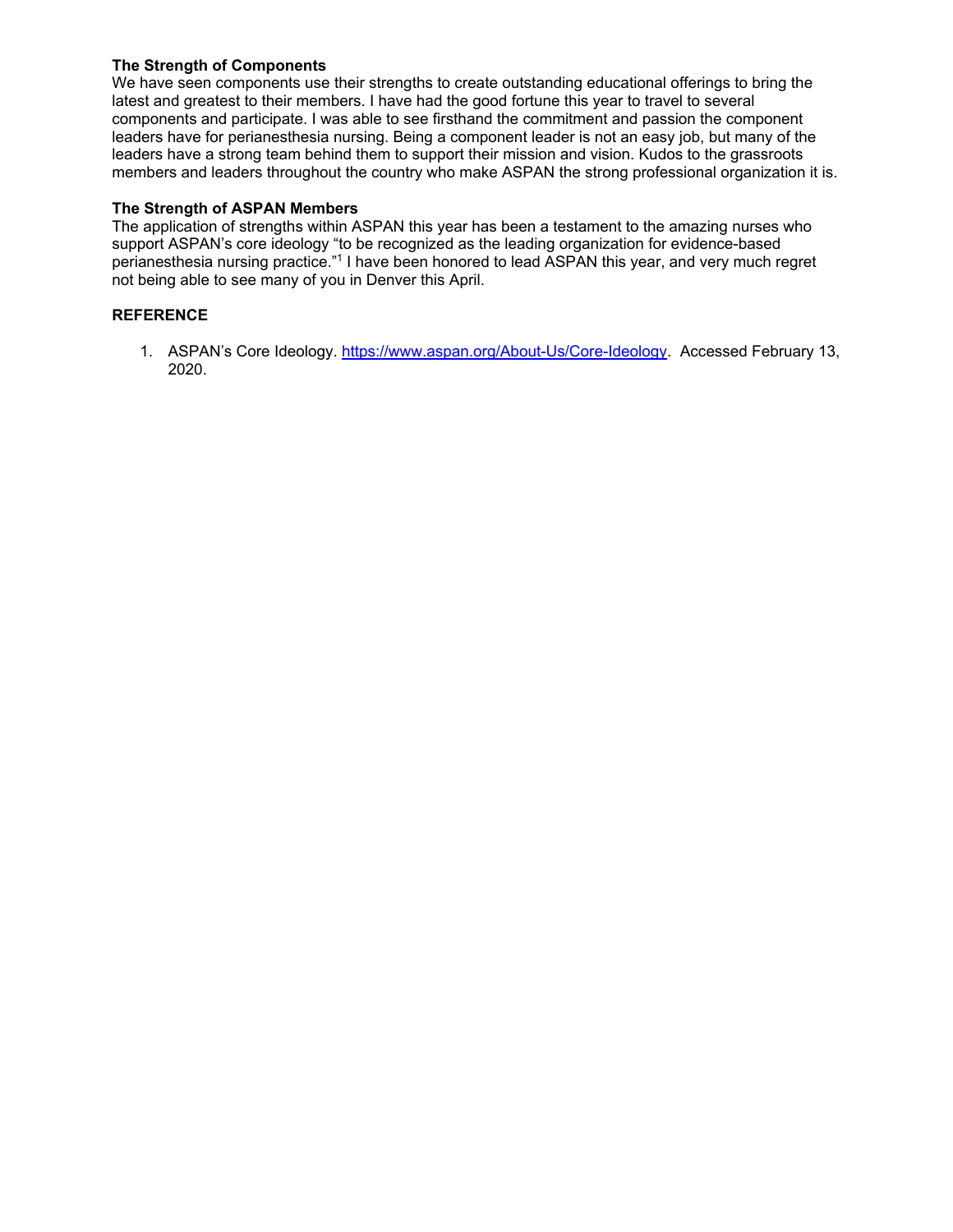**The Strength of Components**

We have seen components use their strengths to create outstanding educational offerings to bring the latest and greatest to their members. I have had the good fortune this year to travel to several components and participate. I was able to see firsthand the commitment and passion the component leaders have for perianesthesia nursing. Being a component leader is not an easy job, but many of the leaders have a strong team behind them to support their mission and vision. Kudos to the grassroots members and leaders throughout the country who make ASPAN the strong professional organization it is.

**The Strength of ASPAN Members**

The application of strengths within ASPAN this year has been a testament to the amazing nurses who support ASPAN's core ideology "to be recognized as the leading organization for evidence-based perianesthesia nursing practice."[1] I have been honored to lead ASPAN this year, and very much regret not being able to see many of you in Denver this April.

**REFERENCE**

1. ASPAN's Core Ideology. https://www.aspan.org/About-Us/Core-Ideology. Accessed February 13, 2020.